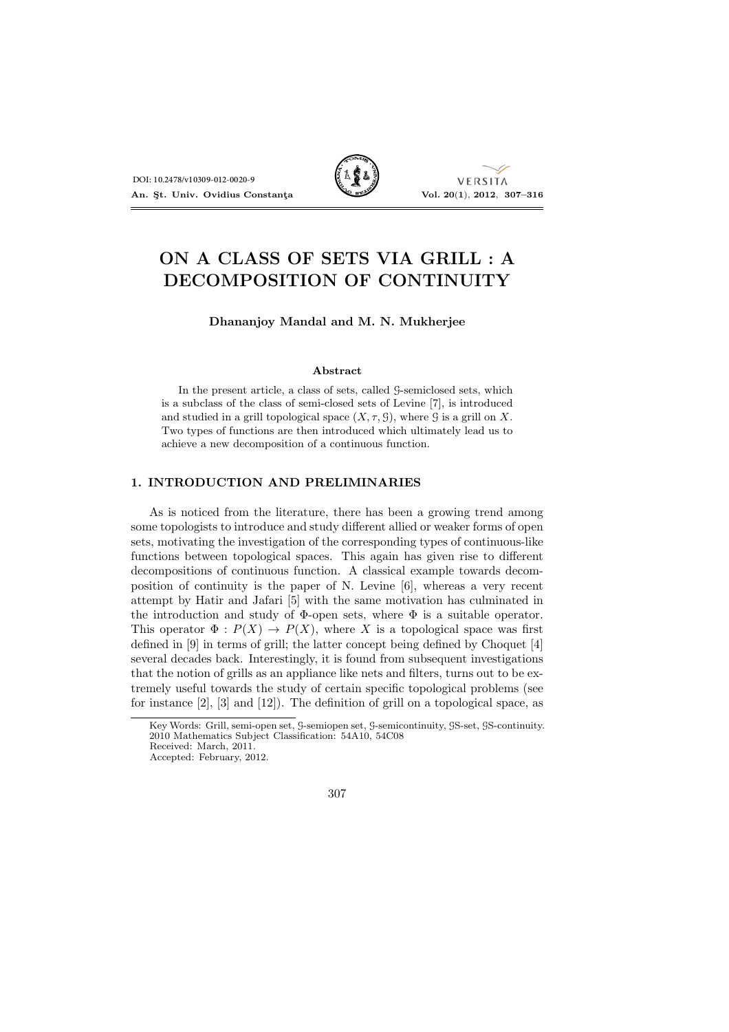# ON A CLASS OF SETS VIA GRILL : A DECOMPOSITION OF CONTINUITY

**Dhananjoy Mandal and M. N. Mukherjee**

### Abstract

In the present article, a class of sets, called $\mathcal{G}$-semiclosed sets, which is a subclass of the class of semi-closed sets of Levine [7], is introduced and studied in a grill topological space $(X, \tau, \mathcal{G})$, where $\mathcal{G}$ is a grill on $X$. Two types of functions are then introduced which ultimately lead us to achieve a new decomposition of a continuous function.

## 1. INTRODUCTION AND PRELIMINARIES

As is noticed from the literature, there has been a growing trend among some topologists to introduce and study different allied or weaker forms of open sets, motivating the investigation of the corresponding types of continuous-like functions between topological spaces. This again has given rise to different decompositions of continuous function. A classical example towards decomposition of continuity is the paper of N. Levine [6], whereas a very recent attempt by Hatir and Jafari [5] with the same motivation has culminated in the introduction and study of $\Phi$-open sets, where $\Phi$ is a suitable operator. This operator $\Phi : P(X) \to P(X)$, where $X$ is a topological space was first defined in [9] in terms of grill; the latter concept being defined by Choquet [4] several decades back. Interestingly, it is found from subsequent investigations that the notion of grills as an appliance like nets and filters, turns out to be extremely useful towards the study of certain specific topological problems (see for instance [2], [3] and [12]). The definition of grill on a topological space, as

Key Words: Grill, semi-open set, $\mathcal{G}$-semiopen set, $\mathcal{G}$-semicontinuity, $\mathcal{G}$S-set, $\mathcal{G}$S-continuity.
2010 Mathematics Subject Classification: 54A10, 54C08
Received: March, 2011.
Accepted: February, 2012.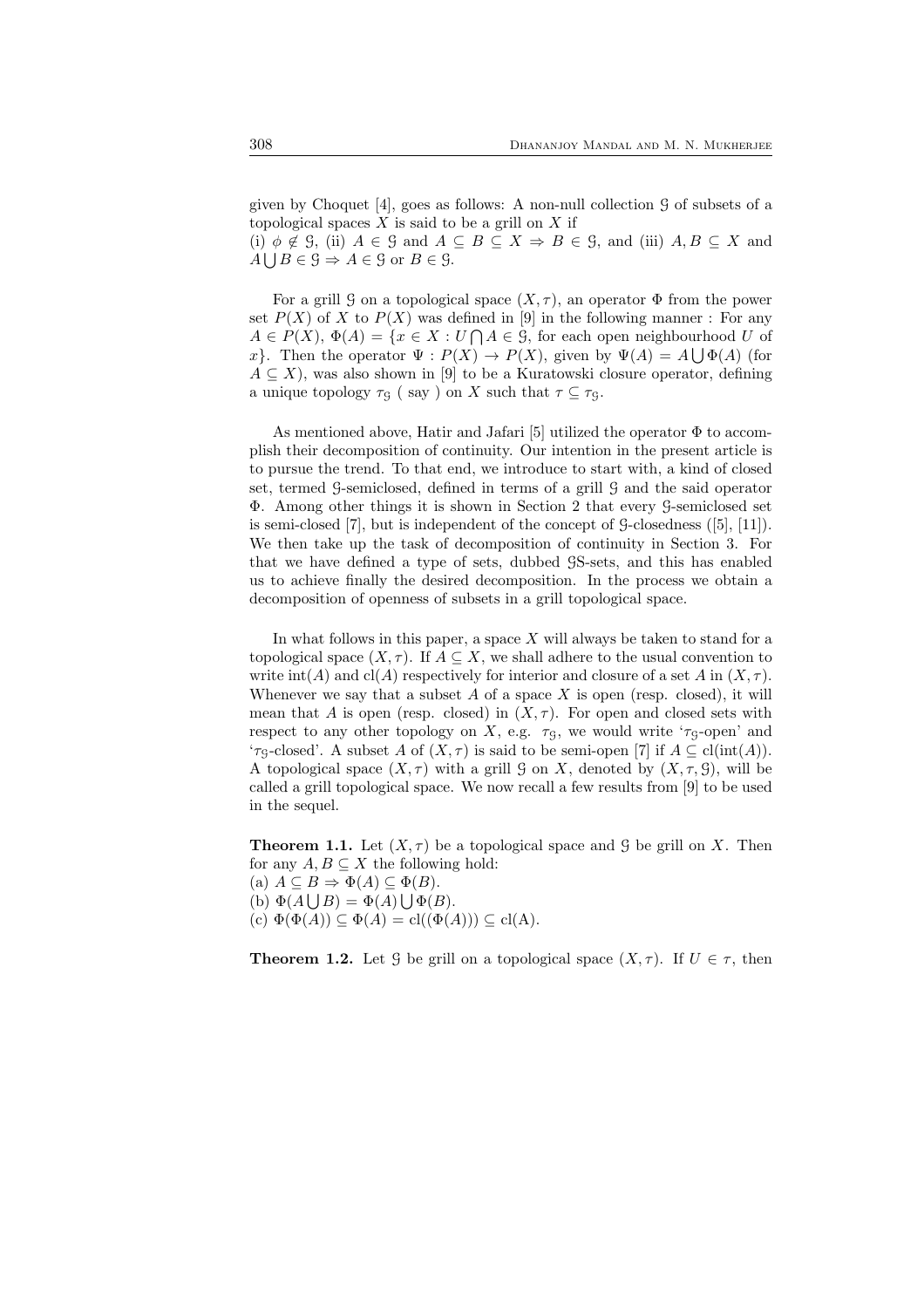given by Choquet [4], goes as follows: A non-null collection $\mathcal{G}$ of subsets of a topological spaces $X$ is said to be a grill on $X$ if
(i) $\phi \notin \mathcal{G}$, (ii) $A \in \mathcal{G}$ and $A \subseteq B \subseteq X \Rightarrow B \in \mathcal{G}$, and (iii) $A, B \subseteq X$ and $A \bigcup B \in \mathcal{G} \Rightarrow A \in \mathcal{G}$ or $B \in \mathcal{G}$.

For a grill $\mathcal{G}$ on a topological space $(X, \tau)$, an operator $\Phi$ from the power set $P(X)$ of $X$ to $P(X)$ was defined in [9] in the following manner : For any $A \in P(X)$, $\Phi(A) = \{x \in X : U \bigcap A \in \mathcal{G}$, for each open neighbourhood $U$ of $x\}$. Then the operator $\Psi : P(X) \to P(X)$, given by $\Psi(A) = A \bigcup \Phi(A)$ (for $A \subseteq X$), was also shown in [9] to be a Kuratowski closure operator, defining a unique topology $\tau_{\mathcal{G}}$ ( say ) on $X$ such that $\tau \subseteq \tau_{\mathcal{G}}$.

As mentioned above, Hatir and Jafari [5] utilized the operator $\Phi$ to accomplish their decomposition of continuity. Our intention in the present article is to pursue the trend. To that end, we introduce to start with, a kind of closed set, termed $\mathcal{G}$-semiclosed, defined in terms of a grill $\mathcal{G}$ and the said operator $\Phi$. Among other things it is shown in Section 2 that every $\mathcal{G}$-semiclosed set is semi-closed [7], but is independent of the concept of $\mathcal{G}$-closedness ([5], [11]). We then take up the task of decomposition of continuity in Section 3. For that we have defined a type of sets, dubbed $\mathcal{G}$S-sets, and this has enabled us to achieve finally the desired decomposition. In the process we obtain a decomposition of openness of subsets in a grill topological space.

In what follows in this paper, a space $X$ will always be taken to stand for a topological space $(X, \tau)$. If $A \subseteq X$, we shall adhere to the usual convention to write $\text{int}(A)$ and $\text{cl}(A)$ respectively for interior and closure of a set $A$ in $(X, \tau)$. Whenever we say that a subset $A$ of a space $X$ is open (resp. closed), it will mean that $A$ is open (resp. closed) in $(X, \tau)$. For open and closed sets with respect to any other topology on $X$, e.g. $\tau_{\mathcal{G}}$, we would write '$\tau_{\mathcal{G}}$-open' and '$\tau_{\mathcal{G}}$-closed'. A subset $A$ of $(X, \tau)$ is said to be semi-open [7] if $A \subseteq \text{cl}(\text{int}(A))$. A topological space $(X, \tau)$ with a grill $\mathcal{G}$ on $X$, denoted by $(X, \tau, \mathcal{G})$, will be called a grill topological space. We now recall a few results from [9] to be used in the sequel.

**Theorem 1.1.** Let $(X, \tau)$ be a topological space and $\mathcal{G}$ be grill on $X$. Then for any $A, B \subseteq X$ the following hold:
(a) $A \subseteq B \Rightarrow \Phi(A) \subseteq \Phi(B)$.
(b) $\Phi(A \bigcup B) = \Phi(A) \bigcup \Phi(B)$.
(c) $\Phi(\Phi(A)) \subseteq \Phi(A) = \text{cl}((\Phi(A))) \subseteq \text{cl}(A)$.

**Theorem 1.2.** Let $\mathcal{G}$ be grill on a topological space $(X, \tau)$. If $U \in \tau$, then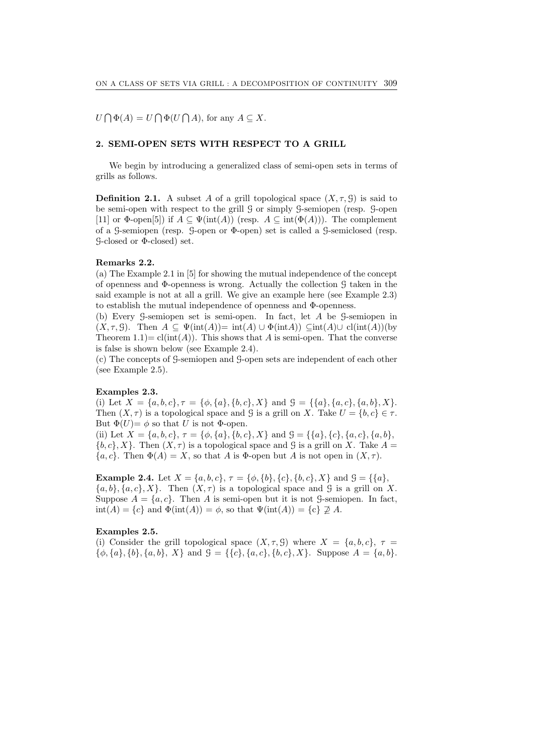$U \bigcap \Phi(A) = U \bigcap \Phi(U \bigcap A)$, for any $A \subseteq X$.

## 2. SEMI-OPEN SETS WITH RESPECT TO A GRILL

We begin by introducing a generalized class of semi-open sets in terms of grills as follows.

**Definition 2.1.** A subset $A$ of a grill topological space $(X, \tau, \mathcal{G})$ is said to be semi-open with respect to the grill $\mathcal{G}$ or simply $\mathcal{G}$-semiopen (resp. $\mathcal{G}$-open [11] or $\Phi$-open[5]) if $A \subseteq \Psi(\text{int}(A))$ (resp. $A \subseteq \text{int}(\Phi(A))$). The complement of a $\mathcal{G}$-semiopen (resp. $\mathcal{G}$-open or $\Phi$-open) set is called a $\mathcal{G}$-semiclosed (resp. $\mathcal{G}$-closed or $\Phi$-closed) set.

**Remarks 2.2.**

(a) The Example 2.1 in [5] for showing the mutual independence of the concept of openness and $\Phi$-openness is wrong. Actually the collection $\mathcal{G}$ taken in the said example is not at all a grill. We give an example here (see Example 2.3) to establish the mutual independence of openness and $\Phi$-openness.

(b) Every $\mathcal{G}$-semiopen set is semi-open. In fact, let $A$ be $\mathcal{G}$-semiopen in $(X, \tau, \mathcal{G})$. Then $A \subseteq \Psi(\text{int}(A)) = \text{int}(A) \cup \Phi(\text{int}A)) \subseteq \text{int}(A) \cup \text{cl}(\text{int}(A))$(by Theorem 1.1)$= \text{cl}(\text{int}(A))$. This shows that $A$ is semi-open. That the converse is false is shown below (see Example 2.4).

(c) The concepts of $\mathcal{G}$-semiopen and $\mathcal{G}$-open sets are independent of each other (see Example 2.5).

**Examples 2.3.**

(i) Let $X = \{a, b, c\}, \tau = \{\phi, \{a\}, \{b, c\}, X\}$ and $\mathcal{G} = \{\{a\}, \{a, c\}, \{a, b\}, X\}$. Then $(X, \tau)$ is a topological space and $\mathcal{G}$ is a grill on $X$. Take $U = \{b, c\} \in \tau$. But $\Phi(U) = \phi$ so that $U$ is not $\Phi$-open.

(ii) Let $X = \{a, b, c\}$, $\tau = \{\phi, \{a\}, \{b, c\}, X\}$ and $\mathcal{G} = \{\{a\}, \{c\}, \{a, c\}, \{a, b\}, \{b, c\}, X\}$. Then $(X, \tau)$ is a topological space and $\mathcal{G}$ is a grill on $X$. Take $A = \{a, c\}$. Then $\Phi(A) = X$, so that $A$ is $\Phi$-open but $A$ is not open in $(X, \tau)$.

**Example 2.4.** Let $X = \{a, b, c\}$, $\tau = \{\phi, \{b\}, \{c\}, \{b, c\}, X\}$ and $\mathcal{G} = \{\{a\}, \{a, b\}, \{a, c\}, X\}$. Then $(X, \tau)$ is a topological space and $\mathcal{G}$ is a grill on $X$. Suppose $A = \{a, c\}$. Then $A$ is semi-open but it is not $\mathcal{G}$-semiopen. In fact, $\text{int}(A) = \{c\}$ and $\Phi(\text{int}(A)) = \phi$, so that $\Psi(\text{int}(A)) = \{c\} \not\supseteq A$.

**Examples 2.5.**

(i) Consider the grill topological space $(X, \tau, \mathcal{G})$ where $X = \{a, b, c\}$, $\tau = \{\phi, \{a\}, \{b\}, \{a, b\}, X\}$ and $\mathcal{G} = \{\{c\}, \{a, c\}, \{b, c\}, X\}$. Suppose $A = \{a, b\}$.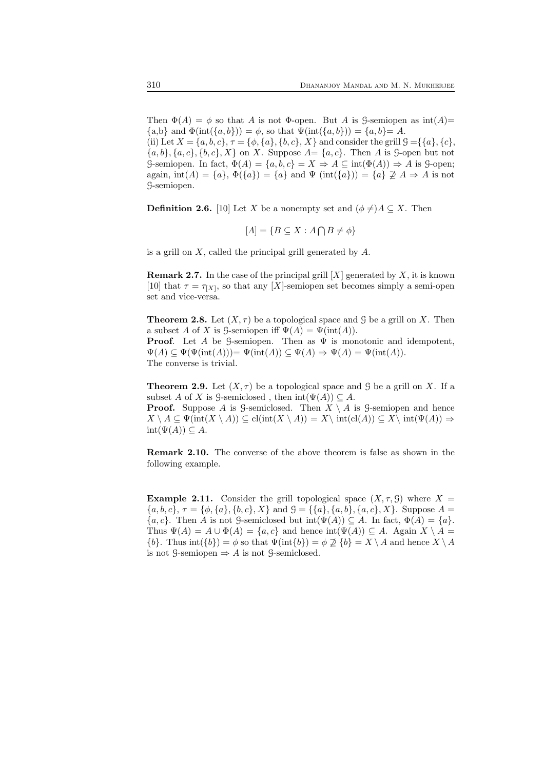Then $\Phi(A) = \phi$ so that $A$ is not $\Phi$-open. But $A$ is $\mathcal{G}$-semiopen as $\text{int}(A)=$ {a,b} and $\Phi(\text{int}(\{a,b\})) = \phi$, so that $\Psi(\text{int}(\{a,b\})) = \{a,b\}= A$.

(ii) Let $X = \{a,b,c\}$, $\tau = \{\phi, \{a\}, \{b,c\}, X\}$ and consider the grill $\mathcal{G} =\{\{a\}, \{c\}, \{a,b\}, \{a,c\}, \{b,c\}, X\}$ on $X$. Suppose $A= \{a,c\}$. Then $A$ is $\mathcal{G}$-open but not $\mathcal{G}$-semiopen. In fact, $\Phi(A) = \{a,b,c\} = X \Rightarrow A \subseteq \text{int}(\Phi(A)) \Rightarrow A$ is $\mathcal{G}$-open; again, $\text{int}(A) = \{a\}$, $\Phi(\{a\}) = \{a\}$ and $\Psi$ $(\text{int}(\{a\})) = \{a\} \not\supseteq A \Rightarrow A$ is not $\mathcal{G}$-semiopen.

**Definition 2.6.** [10] Let $X$ be a nonempty set and $(\phi \neq) A \subseteq X$. Then

$$[A] = \{B \subseteq X : A \bigcap B \neq \phi\}$$

is a grill on $X$, called the principal grill generated by $A$.

**Remark 2.7.** In the case of the principal grill $[X]$ generated by $X$, it is known [10] that $\tau = \tau_{[X]}$, so that any $[X]$-semiopen set becomes simply a semi-open set and vice-versa.

**Theorem 2.8.** Let $(X, \tau)$ be a topological space and $\mathcal{G}$ be a grill on $X$. Then a subset $A$ of $X$ is $\mathcal{G}$-semiopen iff $\Psi(A) = \Psi(\text{int}(A))$.

**Proof**. Let $A$ be $\mathcal{G}$-semiopen. Then as $\Psi$ is monotonic and idempotent, $\Psi(A) \subseteq \Psi(\Psi(\text{int}(A)))= \Psi(\text{int}(A)) \subseteq \Psi(A) \Rightarrow \Psi(A) = \Psi(\text{int}(A))$.

The converse is trivial.

**Theorem 2.9.** Let $(X, \tau)$ be a topological space and $\mathcal{G}$ be a grill on $X$. If a subset $A$ of $X$ is $\mathcal{G}$-semiclosed , then $\text{int}(\Psi(A)) \subseteq A$.

**Proof.** Suppose $A$ is $\mathcal{G}$-semiclosed. Then $X \setminus A$ is $\mathcal{G}$-semiopen and hence $X \setminus A \subseteq \Psi(\text{int}(X \setminus A)) \subseteq \text{cl}(\text{int}(X \setminus A)) = X \setminus \text{int}(\text{cl}(A)) \subseteq X \setminus \text{int}(\Psi(A)) \Rightarrow \text{int}(\Psi(A)) \subseteq A$.

**Remark 2.10.** The converse of the above theorem is false as shown in the following example.

**Example 2.11.** Consider the grill topological space $(X, \tau, \mathcal{G})$ where $X = \{a,b,c\}$, $\tau = \{\phi, \{a\}, \{b,c\}, X\}$ and $\mathcal{G} = \{\{a\}, \{a,b\}, \{a,c\}, X\}$. Suppose $A = \{a,c\}$. Then $A$ is not $\mathcal{G}$-semiclosed but $\text{int}(\Psi(A)) \subseteq A$. In fact, $\Phi(A) = \{a\}$. Thus $\Psi(A) = A \cup \Phi(A) = \{a,c\}$ and hence $\text{int}(\Psi(A)) \subseteq A$. Again $X \setminus A = \{b\}$. Thus $\text{int}(\{b\}) = \phi$ so that $\Psi(\text{int}\{b\}) = \phi \not\supseteq \{b\} = X \setminus A$ and hence $X \setminus A$ is not $\mathcal{G}$-semiopen $\Rightarrow A$ is not $\mathcal{G}$-semiclosed.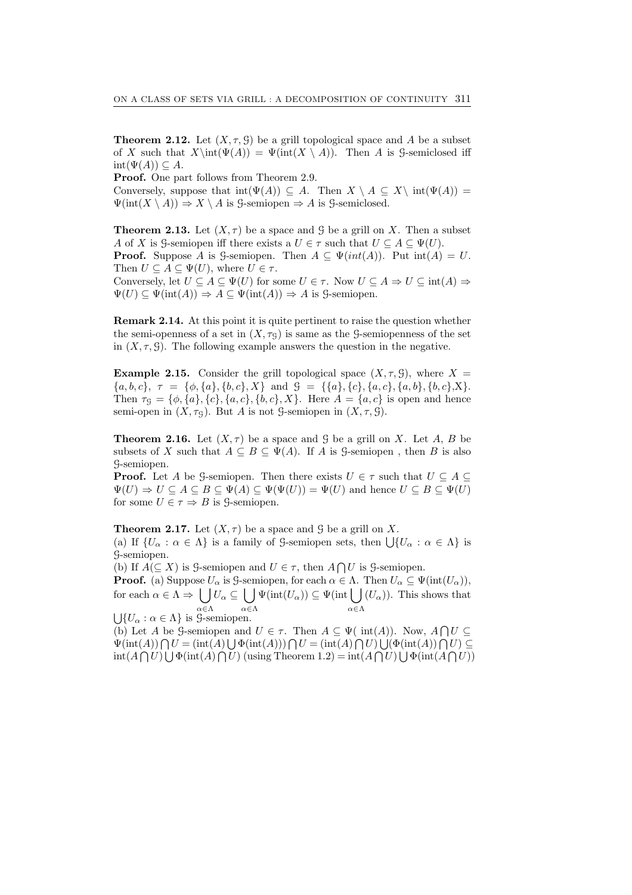**Theorem 2.12.** Let $(X, \tau, \mathcal{G})$ be a grill topological space and $A$ be a subset of $X$ such that $X \setminus \text{int}(\Psi(A)) = \Psi(\text{int}(X \setminus A))$. Then $A$ is $\mathcal{G}$-semiclosed iff $\text{int}(\Psi(A)) \subseteq A$.

**Proof.** One part follows from Theorem 2.9.

Conversely, suppose that $\text{int}(\Psi(A)) \subseteq A$. Then $X \setminus A \subseteq X \setminus \text{int}(\Psi(A)) = \Psi(\text{int}(X \setminus A)) \Rightarrow X \setminus A$ is $\mathcal{G}$-semiopen $\Rightarrow A$ is $\mathcal{G}$-semiclosed.

**Theorem 2.13.** Let $(X, \tau)$ be a space and $\mathcal{G}$ be a grill on $X$. Then a subset $A$ of $X$ is $\mathcal{G}$-semiopen iff there exists a $U \in \tau$ such that $U \subseteq A \subseteq \Psi(U)$.

**Proof.** Suppose $A$ is $\mathcal{G}$-semiopen. Then $A \subseteq \Psi(int(A))$. Put $\text{int}(A) = U$. Then $U \subseteq A \subseteq \Psi(U)$, where $U \in \tau$.

Conversely, let $U \subseteq A \subseteq \Psi(U)$ for some $U \in \tau$. Now $U \subseteq A \Rightarrow U \subseteq \text{int}(A) \Rightarrow \Psi(U) \subseteq \Psi(\text{int}(A)) \Rightarrow A \subseteq \Psi(\text{int}(A)) \Rightarrow A$ is $\mathcal{G}$-semiopen.

**Remark 2.14.** At this point it is quite pertinent to raise the question whether the semi-openness of a set in $(X, \tau_{\mathcal{G}})$ is same as the $\mathcal{G}$-semiopenness of the set in $(X, \tau, \mathcal{G})$. The following example answers the question in the negative.

**Example 2.15.** Consider the grill topological space $(X, \tau, \mathcal{G})$, where $X = \{a, b, c\}$, $\tau = \{\phi, \{a\}, \{b, c\}, X\}$ and $\mathcal{G} = \{\{a\}, \{c\}, \{a, c\}, \{a, b\}, \{b, c\}, X\}$. Then $\tau_{\mathcal{G}} = \{\phi, \{a\}, \{c\}, \{a, c\}, \{b, c\}, X\}$. Here $A = \{a, c\}$ is open and hence semi-open in $(X, \tau_{\mathcal{G}})$. But $A$ is not $\mathcal{G}$-semiopen in $(X, \tau, \mathcal{G})$.

**Theorem 2.16.** Let $(X, \tau)$ be a space and $\mathcal{G}$ be a grill on $X$. Let $A$, $B$ be subsets of $X$ such that $A \subseteq B \subseteq \Psi(A)$. If $A$ is $\mathcal{G}$-semiopen , then $B$ is also $\mathcal{G}$-semiopen.

**Proof.** Let $A$ be $\mathcal{G}$-semiopen. Then there exists $U \in \tau$ such that $U \subseteq A \subseteq \Psi(U) \Rightarrow U \subseteq A \subseteq B \subseteq \Psi(A) \subseteq \Psi(\Psi(U)) = \Psi(U)$ and hence $U \subseteq B \subseteq \Psi(U)$ for some $U \in \tau \Rightarrow B$ is $\mathcal{G}$-semiopen.

**Theorem 2.17.** Let $(X, \tau)$ be a space and $\mathcal{G}$ be a grill on $X$.

(a) If $\{U_\alpha : \alpha \in \Lambda\}$ is a family of $\mathcal{G}$-semiopen sets, then $\bigcup\{U_\alpha : \alpha \in \Lambda\}$ is $\mathcal{G}$-semiopen.

(b) If $A (\subseteq X)$ is $\mathcal{G}$-semiopen and $U \in \tau$, then $A \bigcap U$ is $\mathcal{G}$-semiopen.

**Proof.** (a) Suppose $U_\alpha$ is $\mathcal{G}$-semiopen, for each $\alpha \in \Lambda$. Then $U_\alpha \subseteq \Psi(\text{int}(U_\alpha))$, for each $\alpha \in \Lambda \Rightarrow \bigcup\limits_{\alpha \in \Lambda} U_\alpha \subseteq \bigcup\limits_{\alpha \in \Lambda} \Psi(\text{int}(U_\alpha)) \subseteq \Psi(\text{int} \bigcup\limits_{\alpha \in \Lambda} (U_\alpha))$. This shows that $\bigcup\{U_\alpha : \alpha \in \Lambda\}$ is $\mathcal{G}$-semiopen.

(b) Let $A$ be $\mathcal{G}$-semiopen and $U \in \tau$. Then $A \subseteq \Psi(\text{ int}(A))$. Now, $A \bigcap U \subseteq \Psi(\text{int}(A)) \bigcap U = (\text{int}(A) \bigcup \Phi(\text{int}(A))) \bigcap U = (\text{int}(A) \bigcap U) \bigcup (\Phi(\text{int}(A)) \bigcap U) \subseteq \text{int}(A \bigcap U) \bigcup \Phi(\text{int}(A) \bigcap U)$ (using Theorem 1.2) $= \text{int}(A \bigcap U) \bigcup \Phi(\text{int}(A \bigcap U))$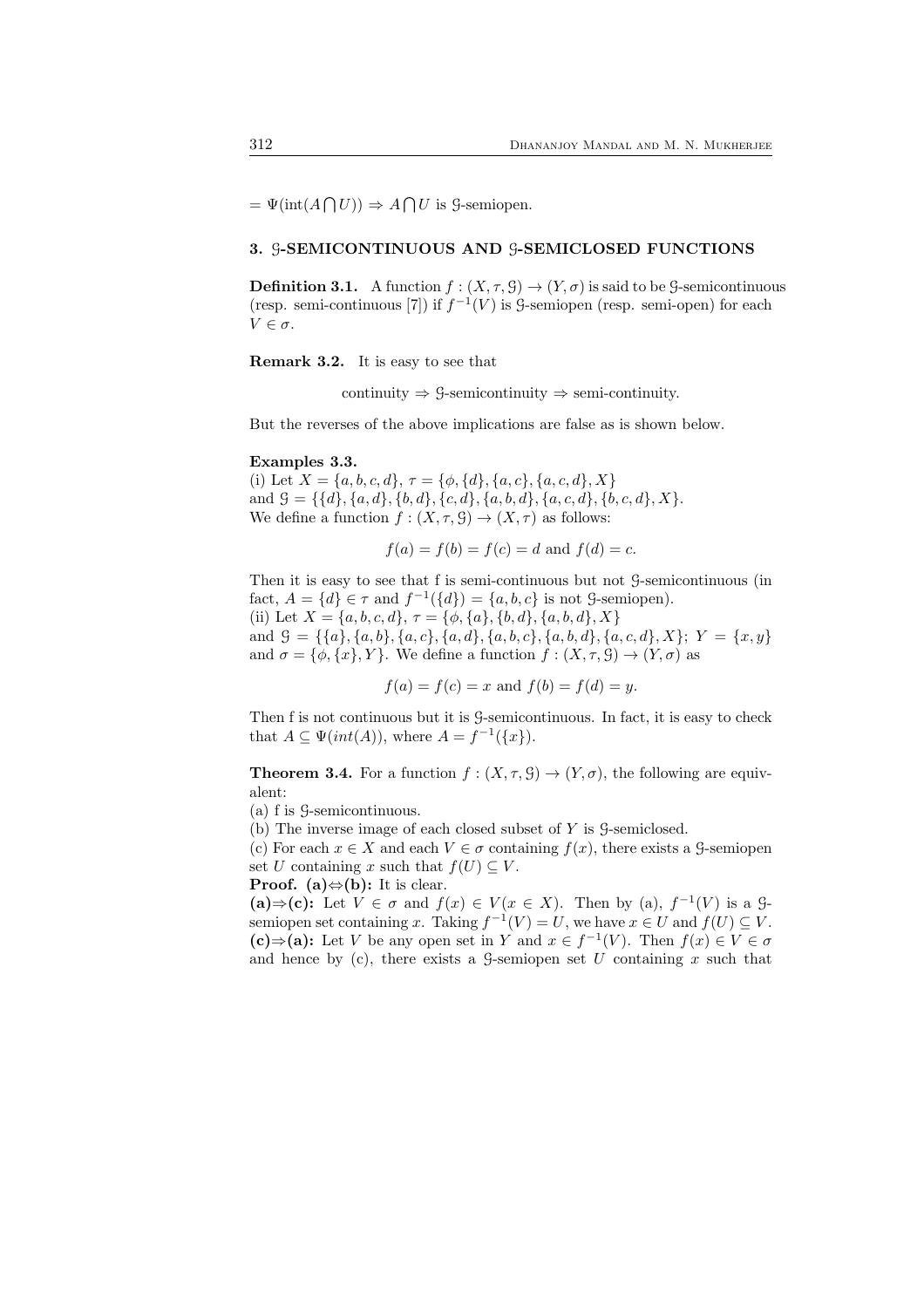$= \Psi(\text{int}(A \bigcap U)) \Rightarrow A \bigcap U$ is $\mathcal{G}$-semiopen.

## 3. $\mathcal{G}$-SEMICONTINUOUS AND $\mathcal{G}$-SEMICLOSED FUNCTIONS

**Definition 3.1.** A function $f : (X, \tau, \mathcal{G}) \to (Y, \sigma)$ is said to be $\mathcal{G}$-semicontinuous (resp. semi-continuous [7]) if $f^{-1}(V)$ is $\mathcal{G}$-semiopen (resp. semi-open) for each $V \in \sigma$.

**Remark 3.2.** It is easy to see that

$$\text{continuity} \Rightarrow \mathcal{G}\text{-semicontinuity} \Rightarrow \text{semi-continuity.}$$

But the reverses of the above implications are false as is shown below.

**Examples 3.3.**

(i) Let $X = \{a, b, c, d\}$, $\tau = \{\phi, \{d\}, \{a, c\}, \{a, c, d\}, X\}$ and $\mathcal{G} = \{\{d\}, \{a, d\}, \{b, d\}, \{c, d\}, \{a, b, d\}, \{a, c, d\}, \{b, c, d\}, X\}$. We define a function $f : (X, \tau, \mathcal{G}) \to (X, \tau)$ as follows:

$$f(a) = f(b) = f(c) = d \text{ and } f(d) = c.$$

Then it is easy to see that f is semi-continuous but not $\mathcal{G}$-semicontinuous (in fact, $A = \{d\} \in \tau$ and $f^{-1}(\{d\}) = \{a, b, c\}$ is not $\mathcal{G}$-semiopen).

(ii) Let $X = \{a, b, c, d\}$, $\tau = \{\phi, \{a\}, \{b, d\}, \{a, b, d\}, X\}$ and $\mathcal{G} = \{\{a\}, \{a, b\}, \{a, c\}, \{a, d\}, \{a, b, c\}, \{a, b, d\}, \{a, c, d\}, X\}$; $Y = \{x, y\}$ and $\sigma = \{\phi, \{x\}, Y\}$. We define a function $f : (X, \tau, \mathcal{G}) \to (Y, \sigma)$ as

$$f(a) = f(c) = x \text{ and } f(b) = f(d) = y.$$

Then f is not continuous but it is $\mathcal{G}$-semicontinuous. In fact, it is easy to check that $A \subseteq \Psi(int(A))$, where $A = f^{-1}(\{x\})$.

**Theorem 3.4.** For a function $f : (X, \tau, \mathcal{G}) \to (Y, \sigma)$, the following are equivalent:

(a) f is $\mathcal{G}$-semicontinuous.

(b) The inverse image of each closed subset of $Y$ is $\mathcal{G}$-semiclosed.

(c) For each $x \in X$ and each $V \in \sigma$ containing $f(x)$, there exists a $\mathcal{G}$-semiopen set $U$ containing $x$ such that $f(U) \subseteq V$.

**Proof.** **(a)⇔(b):** It is clear.

**(a)⇒(c):** Let $V \in \sigma$ and $f(x) \in V (x \in X)$. Then by (a), $f^{-1}(V)$ is a $\mathcal{G}$-semiopen set containing $x$. Taking $f^{-1}(V) = U$, we have $x \in U$ and $f(U) \subseteq V$.

**(c)⇒(a):** Let $V$ be any open set in $Y$ and $x \in f^{-1}(V)$. Then $f(x) \in V \in \sigma$ and hence by (c), there exists a $\mathcal{G}$-semiopen set $U$ containing $x$ such that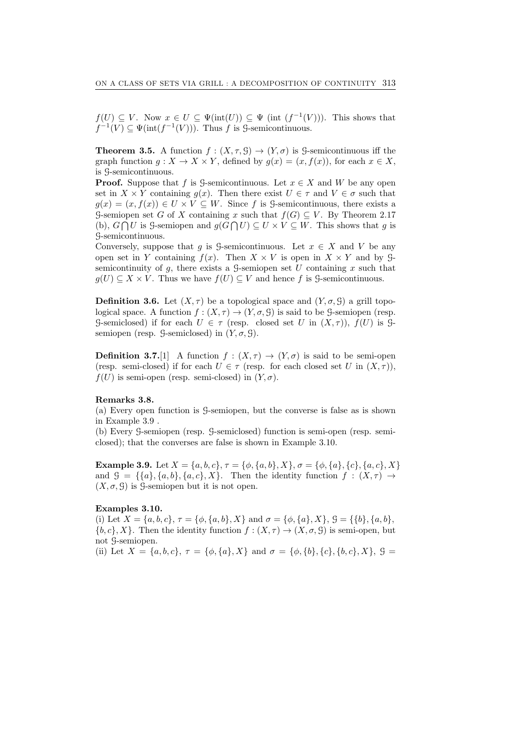$f(U) \subseteq V$. Now $x \in U \subseteq \Psi(\text{int}(U)) \subseteq \Psi$ (int $(f^{-1}(V))$). This shows that $f^{-1}(V) \subseteq \Psi(\text{int}(f^{-1}(V)))$. Thus $f$ is $\mathcal{G}$-semicontinuous.

**Theorem 3.5.** A function $f : (X, \tau, \mathcal{G}) \to (Y, \sigma)$ is $\mathcal{G}$-semicontinuous iff the graph function $g : X \to X \times Y$, defined by $g(x) = (x, f(x))$, for each $x \in X$, is $\mathcal{G}$-semicontinuous.

**Proof.** Suppose that $f$ is $\mathcal{G}$-semicontinuous. Let $x \in X$ and $W$ be any open set in $X \times Y$ containing $g(x)$. Then there exist $U \in \tau$ and $V \in \sigma$ such that $g(x) = (x, f(x)) \in U \times V \subseteq W$. Since $f$ is $\mathcal{G}$-semicontinuous, there exists a $\mathcal{G}$-semiopen set $G$ of $X$ containing $x$ such that $f(G) \subseteq V$. By Theorem 2.17 (b), $G \bigcap U$ is $\mathcal{G}$-semiopen and $g(G \bigcap U) \subseteq U \times V \subseteq W$. This shows that $g$ is $\mathcal{G}$-semicontinuous.

Conversely, suppose that $g$ is $\mathcal{G}$-semicontinuous. Let $x \in X$ and $V$ be any open set in $Y$ containing $f(x)$. Then $X \times V$ is open in $X \times Y$ and by $\mathcal{G}$-semicontinuity of $g$, there exists a $\mathcal{G}$-semiopen set $U$ containing $x$ such that $g(U) \subseteq X \times V$. Thus we have $f(U) \subseteq V$ and hence $f$ is $\mathcal{G}$-semicontinuous.

**Definition 3.6.** Let $(X, \tau)$ be a topological space and $(Y, \sigma, \mathcal{G})$ a grill topological space. A function $f : (X, \tau) \to (Y, \sigma, \mathcal{G})$ is said to be $\mathcal{G}$-semiopen (resp. $\mathcal{G}$-semiclosed) if for each $U \in \tau$ (resp. closed set $U$ in $(X, \tau)$), $f(U)$ is $\mathcal{G}$-semiopen (resp. $\mathcal{G}$-semiclosed) in $(Y, \sigma, \mathcal{G})$.

**Definition 3.7.**[1] A function $f : (X, \tau) \to (Y, \sigma)$ is said to be semi-open (resp. semi-closed) if for each $U \in \tau$ (resp. for each closed set $U$ in $(X, \tau)$), $f(U)$ is semi-open (resp. semi-closed) in $(Y, \sigma)$.

**Remarks 3.8.**

(a) Every open function is $\mathcal{G}$-semiopen, but the converse is false as is shown in Example 3.9 .

(b) Every $\mathcal{G}$-semiopen (resp. $\mathcal{G}$-semiclosed) function is semi-open (resp. semi-closed); that the converses are false is shown in Example 3.10.

**Example 3.9.** Let $X = \{a, b, c\}$, $\tau = \{\phi, \{a, b\}, X\}$, $\sigma = \{\phi, \{a\}, \{c\}, \{a, c\}, X\}$ and $\mathcal{G} = \{\{a\}, \{a, b\}, \{a, c\}, X\}$. Then the identity function $f : (X, \tau) \to (X, \sigma, \mathcal{G})$ is $\mathcal{G}$-semiopen but it is not open.

**Examples 3.10.**

(i) Let $X = \{a, b, c\}$, $\tau = \{\phi, \{a, b\}, X\}$ and $\sigma = \{\phi, \{a\}, X\}$, $\mathcal{G} = \{\{b\}, \{a, b\}, \{b, c\}, X\}$. Then the identity function $f : (X, \tau) \to (X, \sigma, \mathcal{G})$ is semi-open, but not $\mathcal{G}$-semiopen.

(ii) Let $X = \{a, b, c\}$, $\tau = \{\phi, \{a\}, X\}$ and $\sigma = \{\phi, \{b\}, \{c\}, \{b, c\}, X\}$, $\mathcal{G} =$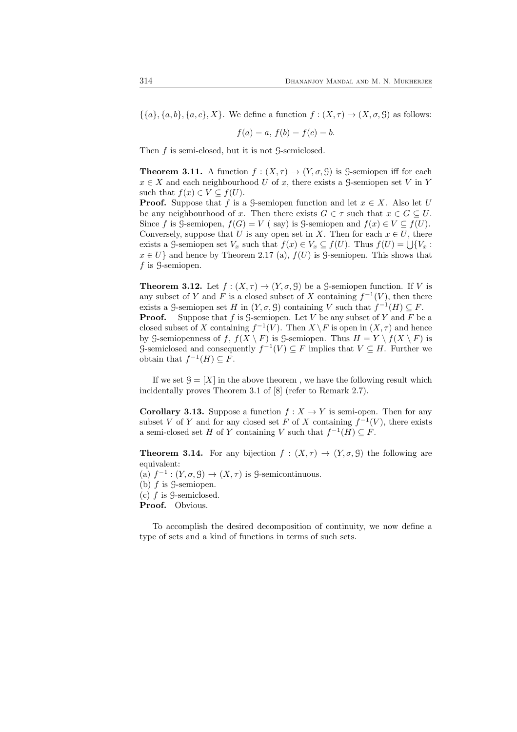$\{\{a\}, \{a, b\}, \{a, c\}, X\}$. We define a function $f : (X, \tau) \to (X, \sigma, \mathcal{G})$ as follows:

$$f(a) = a,\ f(b) = f(c) = b.$$

Then $f$ is semi-closed, but it is not $\mathcal{G}$-semiclosed.

**Theorem 3.11.** A function $f : (X, \tau) \to (Y, \sigma, \mathcal{G})$ is $\mathcal{G}$-semiopen iff for each $x \in X$ and each neighbourhood $U$ of $x$, there exists a $\mathcal{G}$-semiopen set $V$ in $Y$ such that $f(x) \in V \subseteq f(U)$.
**Proof.** Suppose that $f$ is a $\mathcal{G}$-semiopen function and let $x \in X$. Also let $U$ be any neighbourhood of $x$. Then there exists $G \in \tau$ such that $x \in G \subseteq U$. Since $f$ is $\mathcal{G}$-semiopen, $f(G) = V$ ( say) is $\mathcal{G}$-semiopen and $f(x) \in V \subseteq f(U)$. Conversely, suppose that $U$ is any open set in $X$. Then for each $x \in U$, there exists a $\mathcal{G}$-semiopen set $V_x$ such that $f(x) \in V_x \subseteq f(U)$. Thus $f(U) = \bigcup\{V_x : x \in U\}$ and hence by Theorem 2.17 (a), $f(U)$ is $\mathcal{G}$-semiopen. This shows that $f$ is $\mathcal{G}$-semiopen.

**Theorem 3.12.** Let $f : (X, \tau) \to (Y, \sigma, \mathcal{G})$ be a $\mathcal{G}$-semiopen function. If $V$ is any subset of $Y$ and $F$ is a closed subset of $X$ containing $f^{-1}(V)$, then there exists a $\mathcal{G}$-semiopen set $H$ in $(Y, \sigma, \mathcal{G})$ containing $V$ such that $f^{-1}(H) \subseteq F$.
**Proof.** Suppose that $f$ is $\mathcal{G}$-semiopen. Let $V$ be any subset of $Y$ and $F$ be a closed subset of $X$ containing $f^{-1}(V)$. Then $X \setminus F$ is open in $(X, \tau)$ and hence by $\mathcal{G}$-semiopenness of $f$, $f(X \setminus F)$ is $\mathcal{G}$-semiopen. Thus $H = Y \setminus f(X \setminus F)$ is $\mathcal{G}$-semiclosed and consequently $f^{-1}(V) \subseteq F$ implies that $V \subseteq H$. Further we obtain that $f^{-1}(H) \subseteq F$.

If we set $\mathcal{G} = [X]$ in the above theorem , we have the following result which incidentally proves Theorem 3.1 of [8] (refer to Remark 2.7).

**Corollary 3.13.** Suppose a function $f : X \to Y$ is semi-open. Then for any subset $V$ of $Y$ and for any closed set $F$ of $X$ containing $f^{-1}(V)$, there exists a semi-closed set $H$ of $Y$ containing $V$ such that $f^{-1}(H) \subseteq F$.

**Theorem 3.14.** For any bijection $f : (X, \tau) \to (Y, \sigma, \mathcal{G})$ the following are equivalent:
(a) $f^{-1} : (Y, \sigma, \mathcal{G}) \to (X, \tau)$ is $\mathcal{G}$-semicontinuous.
(b) $f$ is $\mathcal{G}$-semiopen.
(c) $f$ is $\mathcal{G}$-semiclosed.
**Proof.** Obvious.

To accomplish the desired decomposition of continuity, we now define a type of sets and a kind of functions in terms of such sets.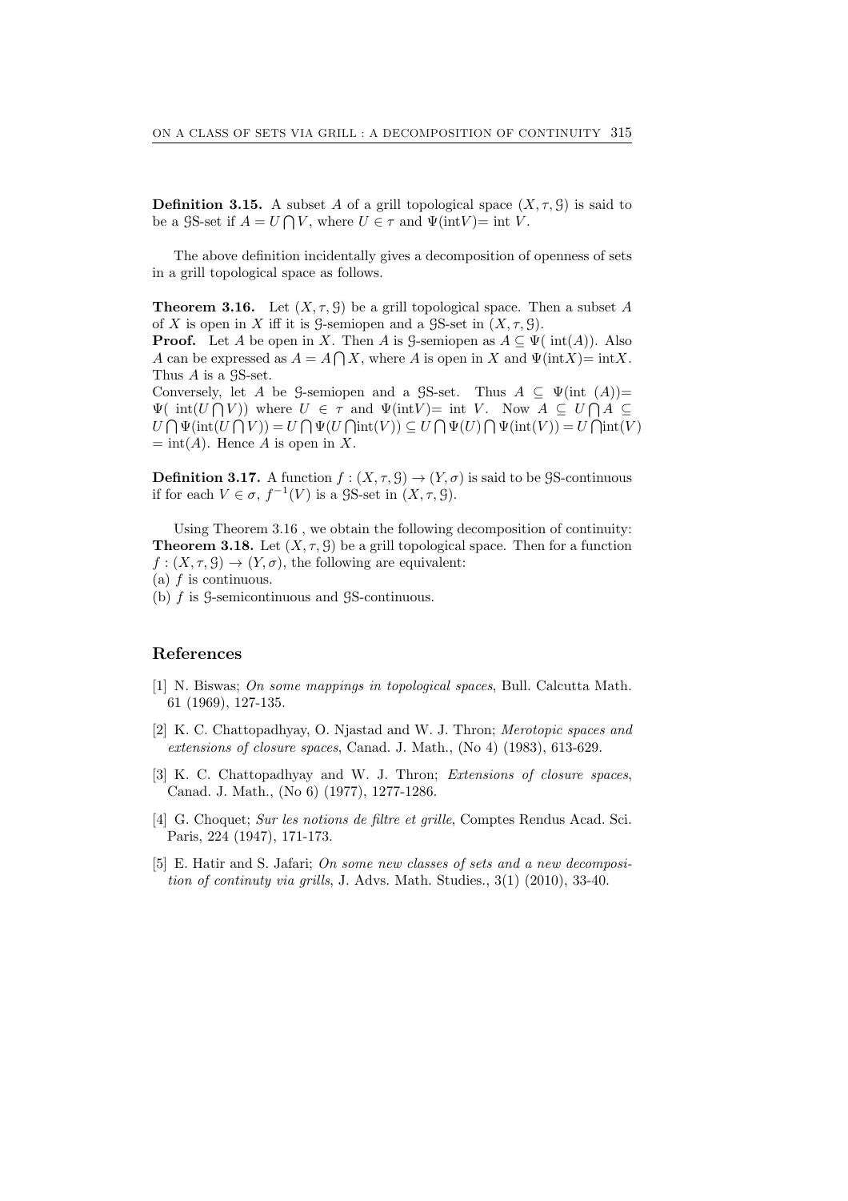**Definition 3.15.** A subset $A$ of a grill topological space $(X, \tau, \mathcal{G})$ is said to be a $\mathcal{G}$S-set if $A = U \bigcap V$, where $U \in \tau$ and $\Psi(\text{int}V)=$ int $V$.

The above definition incidentally gives a decomposition of openness of sets in a grill topological space as follows.

**Theorem 3.16.** Let $(X, \tau, \mathcal{G})$ be a grill topological space. Then a subset $A$ of $X$ is open in $X$ iff it is $\mathcal{G}$-semiopen and a $\mathcal{G}$S-set in $(X, \tau, \mathcal{G})$.

**Proof.** Let $A$ be open in $X$. Then $A$ is $\mathcal{G}$-semiopen as $A \subseteq \Psi($ int$(A))$. Also $A$ can be expressed as $A = A \bigcap X$, where $A$ is open in $X$ and $\Psi(\text{int}X)=\text{int}X$. Thus $A$ is a $\mathcal{G}$S-set.

Conversely, let $A$ be $\mathcal{G}$-semiopen and a $\mathcal{G}$S-set. Thus $A \subseteq \Psi(\text{int } (A))= \Psi(\text{ int}(U \bigcap V))$ where $U \in \tau$ and $\Psi(\text{int}V)=$ int $V$. Now $A \subseteq U \bigcap A \subseteq U \bigcap \Psi(\text{int}(U \bigcap V)) = U \bigcap \Psi(U \bigcap \text{int}(V)) \subseteq U \bigcap \Psi(U) \bigcap \Psi(\text{int}(V)) = U \bigcap \text{int}(V)$ $= \text{int}(A)$. Hence $A$ is open in $X$.

**Definition 3.17.** A function $f : (X, \tau, \mathcal{G}) \to (Y, \sigma)$ is said to be $\mathcal{G}$S-continuous if for each $V \in \sigma$, $f^{-1}(V)$ is a $\mathcal{G}$S-set in $(X, \tau, \mathcal{G})$.

Using Theorem 3.16 , we obtain the following decomposition of continuity:

**Theorem 3.18.** Let $(X, \tau, \mathcal{G})$ be a grill topological space. Then for a function $f : (X, \tau, \mathcal{G}) \to (Y, \sigma)$, the following are equivalent:

(a) $f$ is continuous.

(b) $f$ is $\mathcal{G}$-semicontinuous and $\mathcal{G}$S-continuous.

## References

[1] N. Biswas; *On some mappings in topological spaces*, Bull. Calcutta Math. 61 (1969), 127-135.

[2] K. C. Chattopadhyay, O. Njastad and W. J. Thron; *Merotopic spaces and extensions of closure spaces*, Canad. J. Math., (No 4) (1983), 613-629.

[3] K. C. Chattopadhyay and W. J. Thron; *Extensions of closure spaces*, Canad. J. Math., (No 6) (1977), 1277-1286.

[4] G. Choquet; *Sur les notions de filtre et grille*, Comptes Rendus Acad. Sci. Paris, 224 (1947), 171-173.

[5] E. Hatir and S. Jafari; *On some new classes of sets and a new decomposition of continuty via grills*, J. Advs. Math. Studies., 3(1) (2010), 33-40.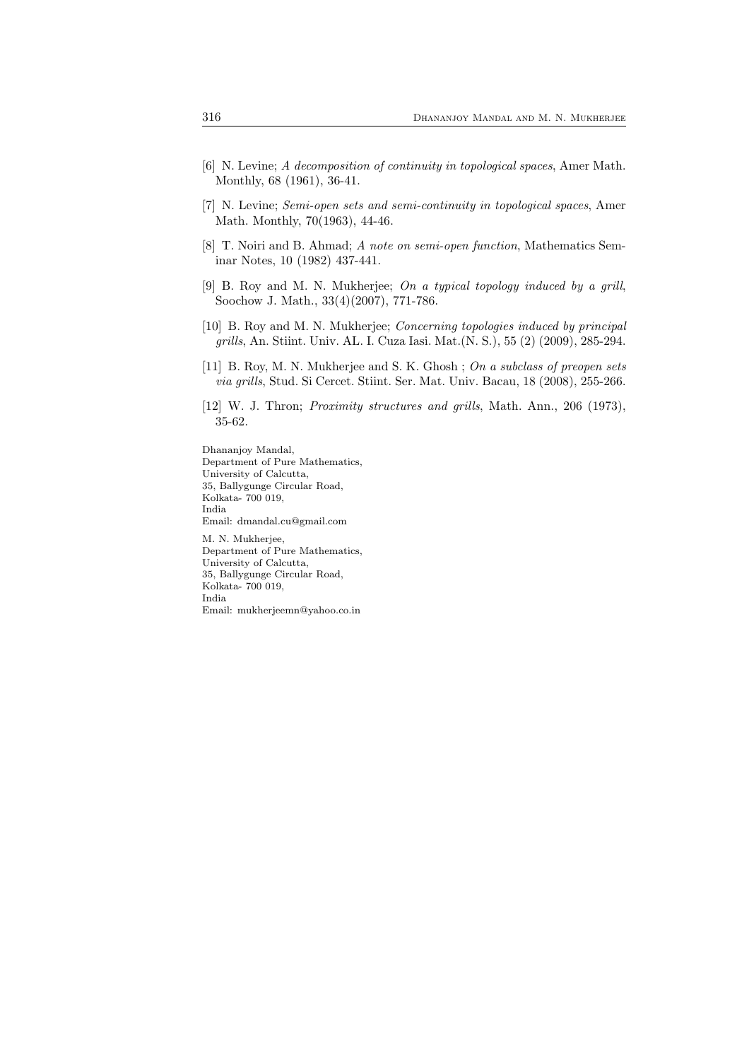[6] N. Levine; *A decomposition of continuity in topological spaces*, Amer Math. Monthly, 68 (1961), 36-41.

[7] N. Levine; *Semi-open sets and semi-continuity in topological spaces*, Amer Math. Monthly, 70(1963), 44-46.

[8] T. Noiri and B. Ahmad; *A note on semi-open function*, Mathematics Seminar Notes, 10 (1982) 437-441.

[9] B. Roy and M. N. Mukherjee; *On a typical topology induced by a grill*, Soochow J. Math., 33(4)(2007), 771-786.

[10] B. Roy and M. N. Mukherjee; *Concerning topologies induced by principal grills*, An. Stiint. Univ. AL. I. Cuza Iasi. Mat.(N. S.), 55 (2) (2009), 285-294.

[11] B. Roy, M. N. Mukherjee and S. K. Ghosh ; *On a subclass of preopen sets via grills*, Stud. Si Cercet. Stiint. Ser. Mat. Univ. Bacau, 18 (2008), 255-266.

[12] W. J. Thron; *Proximity structures and grills*, Math. Ann., 206 (1973), 35-62.

Dhananjoy Mandal,
Department of Pure Mathematics,
University of Calcutta,
35, Ballygunge Circular Road,
Kolkata- 700 019,
India
Email: dmandal.cu@gmail.com

M. N. Mukherjee,
Department of Pure Mathematics,
University of Calcutta,
35, Ballygunge Circular Road,
Kolkata- 700 019,
India
Email: mukherjeemn@yahoo.co.in